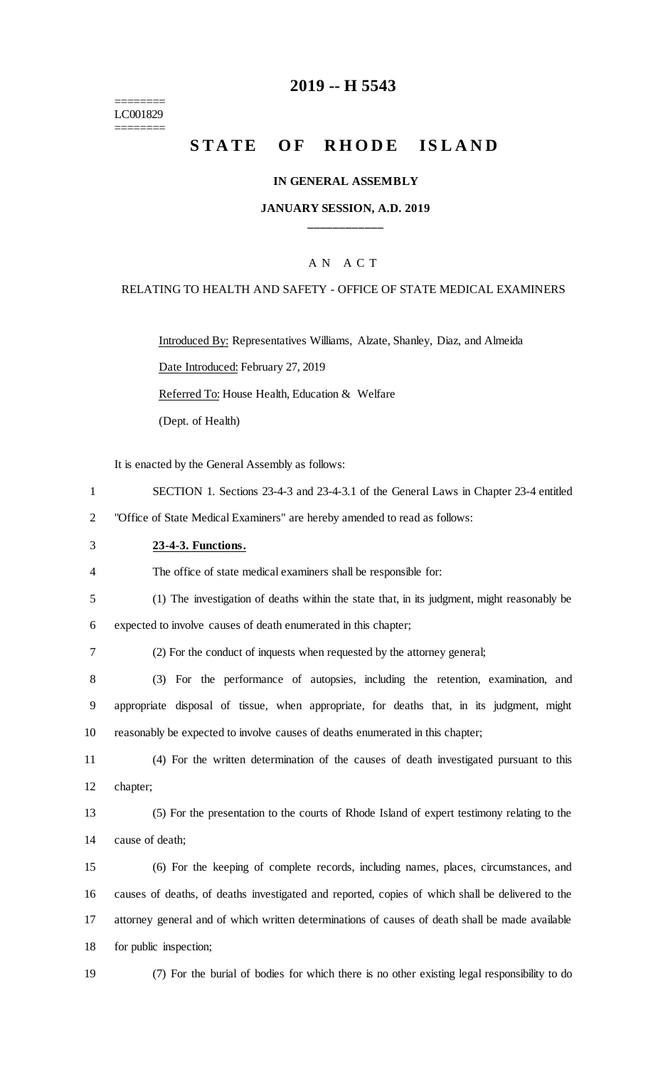========
LC001829
========

# 2019 -- H 5543

# STATE OF RHODE ISLAND

**IN GENERAL ASSEMBLY**

**JANUARY SESSION, A.D. 2019**

____________

A N A C T

RELATING TO HEALTH AND SAFETY - OFFICE OF STATE MEDICAL EXAMINERS

Introduced By: Representatives Williams, Alzate, Shanley, Diaz, and Almeida

Date Introduced: February 27, 2019

Referred To: House Health, Education & Welfare

(Dept. of Health)

It is enacted by the General Assembly as follows:

1 SECTION 1. Sections 23-4-3 and 23-4-3.1 of the General Laws in Chapter 23-4 entitled
2 "Office of State Medical Examiners" are hereby amended to read as follows:

3 **23-4-3. Functions.**

4 The office of state medical examiners shall be responsible for:

5 (1) The investigation of deaths within the state that, in its judgment, might reasonably be
6 expected to involve causes of death enumerated in this chapter;

7 (2) For the conduct of inquests when requested by the attorney general;

8 (3) For the performance of autopsies, including the retention, examination, and
9 appropriate disposal of tissue, when appropriate, for deaths that, in its judgment, might
10 reasonably be expected to involve causes of deaths enumerated in this chapter;

11 (4) For the written determination of the causes of death investigated pursuant to this
12 chapter;

13 (5) For the presentation to the courts of Rhode Island of expert testimony relating to the
14 cause of death;

15 (6) For the keeping of complete records, including names, places, circumstances, and
16 causes of deaths, of deaths investigated and reported, copies of which shall be delivered to the
17 attorney general and of which written determinations of causes of death shall be made available
18 for public inspection;

19 (7) For the burial of bodies for which there is no other existing legal responsibility to do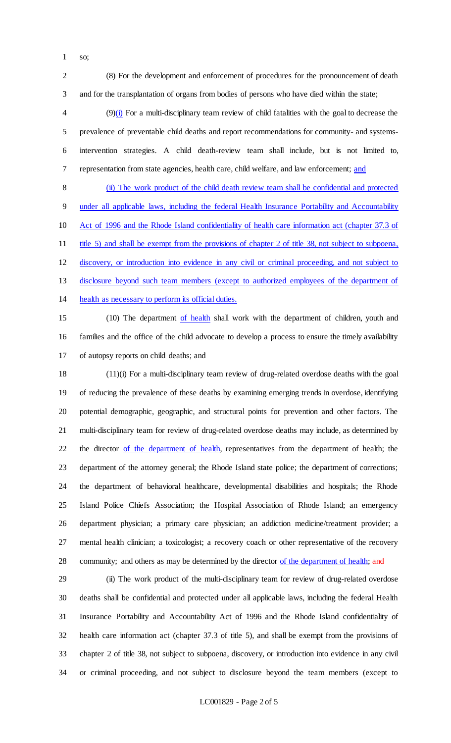so;

(8) For the development and enforcement of procedures for the pronouncement of death and for the transplantation of organs from bodies of persons who have died within the state;

(9)(i) For a multi-disciplinary team review of child fatalities with the goal to decrease the prevalence of preventable child deaths and report recommendations for community- and systems-intervention strategies. A child death-review team shall include, but is not limited to, representation from state agencies, health care, child welfare, and law enforcement; and

(ii) The work product of the child death review team shall be confidential and protected under all applicable laws, including the federal Health Insurance Portability and Accountability Act of 1996 and the Rhode Island confidentiality of health care information act (chapter 37.3 of title 5) and shall be exempt from the provisions of chapter 2 of title 38, not subject to subpoena, discovery, or introduction into evidence in any civil or criminal proceeding, and not subject to disclosure beyond such team members (except to authorized employees of the department of health as necessary to perform its official duties.

(10) The department of health shall work with the department of children, youth and families and the office of the child advocate to develop a process to ensure the timely availability of autopsy reports on child deaths; and

(11)(i) For a multi-disciplinary team review of drug-related overdose deaths with the goal of reducing the prevalence of these deaths by examining emerging trends in overdose, identifying potential demographic, geographic, and structural points for prevention and other factors. The multi-disciplinary team for review of drug-related overdose deaths may include, as determined by the director of the department of health, representatives from the department of health; the department of the attorney general; the Rhode Island state police; the department of corrections; the department of behavioral healthcare, developmental disabilities and hospitals; the Rhode Island Police Chiefs Association; the Hospital Association of Rhode Island; an emergency department physician; a primary care physician; an addiction medicine/treatment provider; a mental health clinician; a toxicologist; a recovery coach or other representative of the recovery community; and others as may be determined by the director of the department of health; ~~and~~

(ii) The work product of the multi-disciplinary team for review of drug-related overdose deaths shall be confidential and protected under all applicable laws, including the federal Health Insurance Portability and Accountability Act of 1996 and the Rhode Island confidentiality of health care information act (chapter 37.3 of title 5), and shall be exempt from the provisions of chapter 2 of title 38, not subject to subpoena, discovery, or introduction into evidence in any civil or criminal proceeding, and not subject to disclosure beyond the team members (except to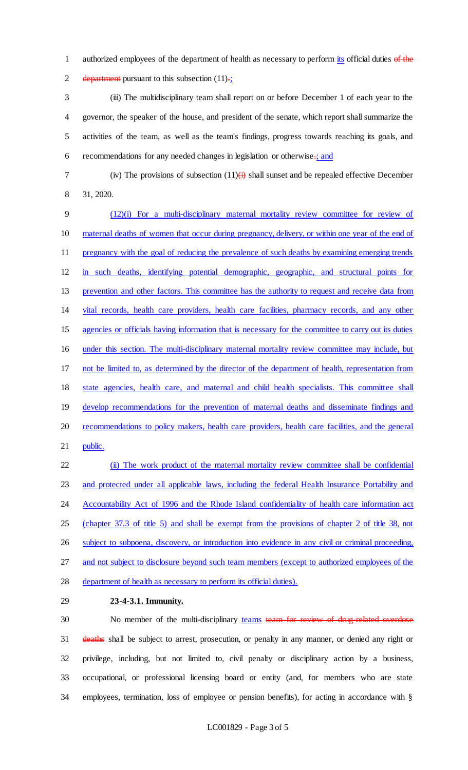authorized employees of the department of health as necessary to perform its official duties of the department pursuant to this subsection (11).;

(iii) The multidisciplinary team shall report on or before December 1 of each year to the governor, the speaker of the house, and president of the senate, which report shall summarize the activities of the team, as well as the team's findings, progress towards reaching its goals, and recommendations for any needed changes in legislation or otherwise.; and

(iv) The provisions of subsection (11)(i) shall sunset and be repealed effective December 31, 2020.

(12)(i) For a multi-disciplinary maternal mortality review committee for review of maternal deaths of women that occur during pregnancy, delivery, or within one year of the end of pregnancy with the goal of reducing the prevalence of such deaths by examining emerging trends in such deaths, identifying potential demographic, geographic, and structural points for prevention and other factors. This committee has the authority to request and receive data from vital records, health care providers, health care facilities, pharmacy records, and any other agencies or officials having information that is necessary for the committee to carry out its duties under this section. The multi-disciplinary maternal mortality review committee may include, but not be limited to, as determined by the director of the department of health, representation from state agencies, health care, and maternal and child health specialists. This committee shall develop recommendations for the prevention of maternal deaths and disseminate findings and recommendations to policy makers, health care providers, health care facilities, and the general public.

(ii) The work product of the maternal mortality review committee shall be confidential and protected under all applicable laws, including the federal Health Insurance Portability and Accountability Act of 1996 and the Rhode Island confidentiality of health care information act (chapter 37.3 of title 5) and shall be exempt from the provisions of chapter 2 of title 38, not subject to subpoena, discovery, or introduction into evidence in any civil or criminal proceeding, and not subject to disclosure beyond such team members (except to authorized employees of the department of health as necessary to perform its official duties).

**23-4-3.1. Immunity.**

No member of the multi-disciplinary teams team for review of drug-related overdose deaths shall be subject to arrest, prosecution, or penalty in any manner, or denied any right or privilege, including, but not limited to, civil penalty or disciplinary action by a business, occupational, or professional licensing board or entity (and, for members who are state employees, termination, loss of employee or pension benefits), for acting in accordance with §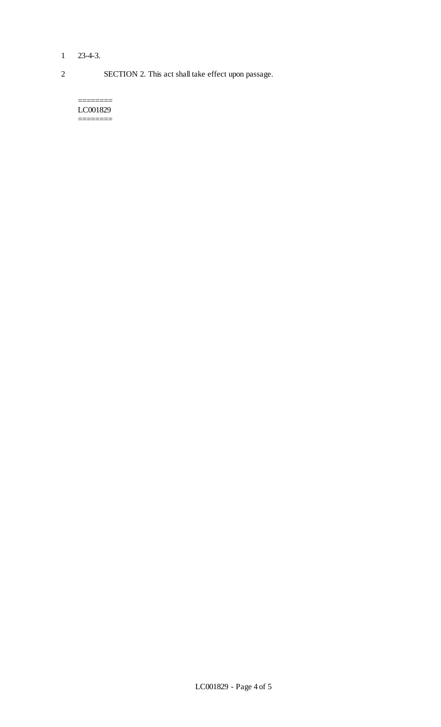23-4-3.

SECTION 2. This act shall take effect upon passage.

========
LC001829
========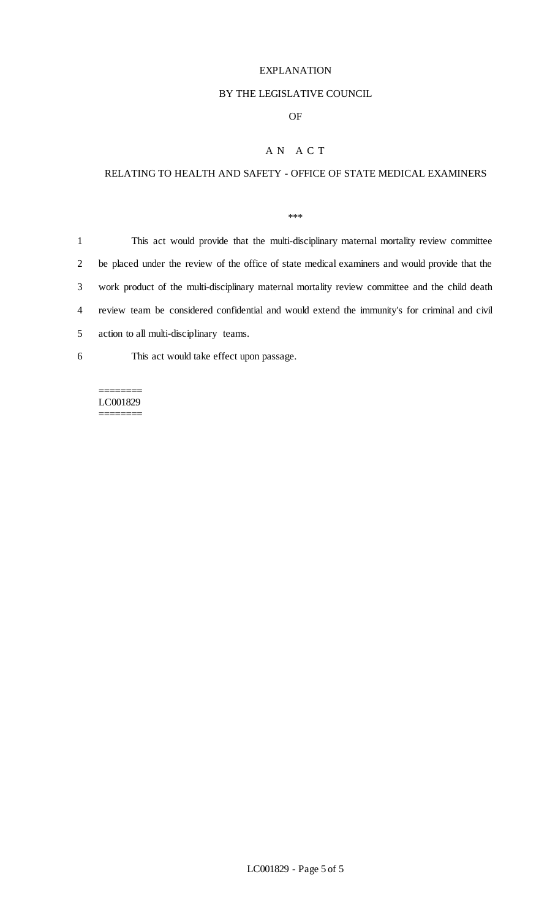EXPLANATION

BY THE LEGISLATIVE COUNCIL

OF

A N A C T

RELATING TO HEALTH AND SAFETY - OFFICE OF STATE MEDICAL EXAMINERS

***

1 This act would provide that the multi-disciplinary maternal mortality review committee
2 be placed under the review of the office of state medical examiners and would provide that the
3 work product of the multi-disciplinary maternal mortality review committee and the child death
4 review team be considered confidential and would extend the immunity's for criminal and civil
5 action to all multi-disciplinary teams.

6 This act would take effect upon passage.

========
LC001829
========